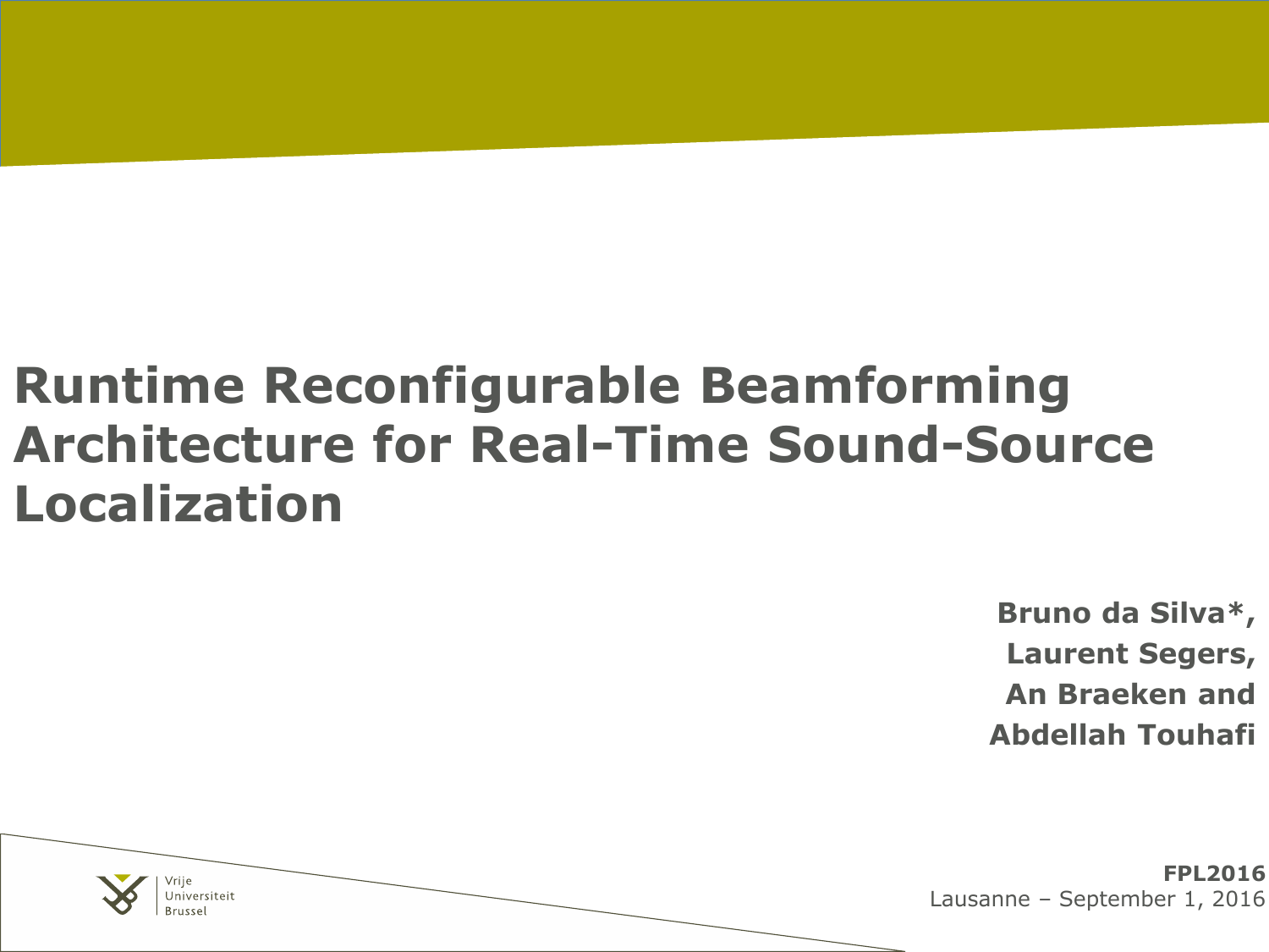# Runtime Reconfigurable Beamforming Architecture for Real-Time Sound-Source Localization

**Bruno da Silva*,**
**Laurent Segers,**
**An Braeken and**
**Abdellah Touhafi**

Vrije Universiteit Brussel

**FPL2016**
Lausanne – September 1, 2016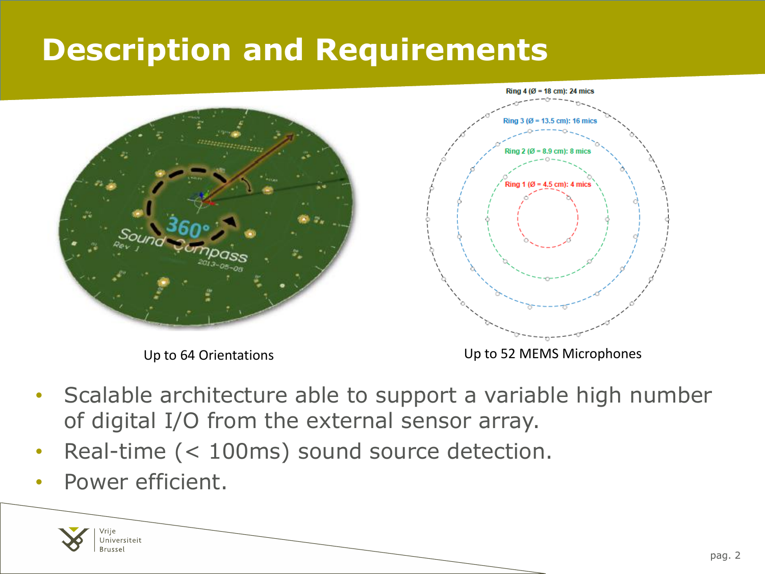# Description and Requirements

Up to 64 Orientations

Ring 4 (Ø = 18 cm): 24 mics

Ring 3 (Ø = 13.5 cm): 16 mics

Ring 2 (Ø = 8.9 cm): 8 mics

Ring 1 (Ø = 4.5 cm): 4 mics

Up to 52 MEMS Microphones

- Scalable architecture able to support a variable high number of digital I/O from the external sensor array.
- Real-time (< 100ms) sound source detection.
- Power efficient.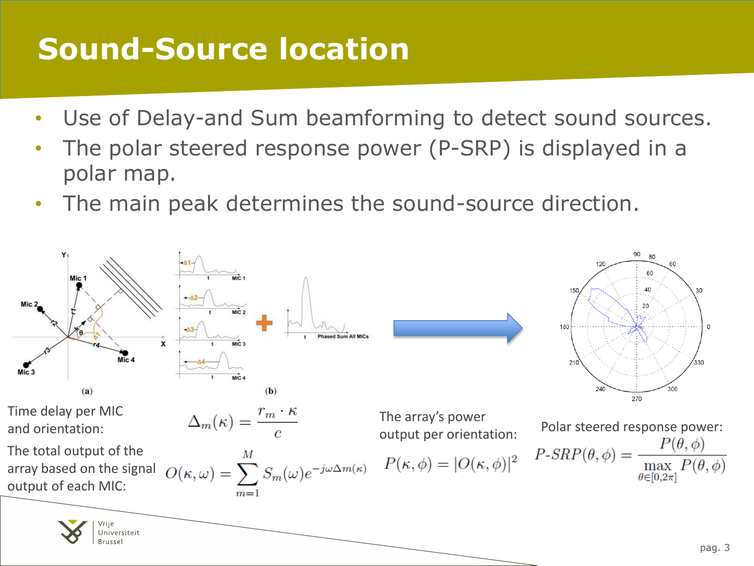# Sound-Source location

- Use of Delay-and Sum beamforming to detect sound sources.
- The polar steered response power (P-SRP) is displayed in a polar map.
- The main peak determines the sound-source direction.

(a)

(b)

Time delay per MIC and orientation:

$$\Delta_m(\kappa) = \frac{r_m \cdot \kappa}{c}$$

The total output of the array based on the signal output of each MIC:

$$O(\kappa, \omega) = \sum_{m=1}^{M} S_m(\omega) e^{-j\omega\Delta m(\kappa)}$$

The array's power output per orientation:

$$P(\kappa, \phi) = |O(\kappa, \phi)|^2$$

Polar steered response power:

$$P\text{-}SRP(\theta, \phi) = \frac{P(\theta, \phi)}{\max_{\theta \in [0, 2\pi]} P(\theta, \phi)}$$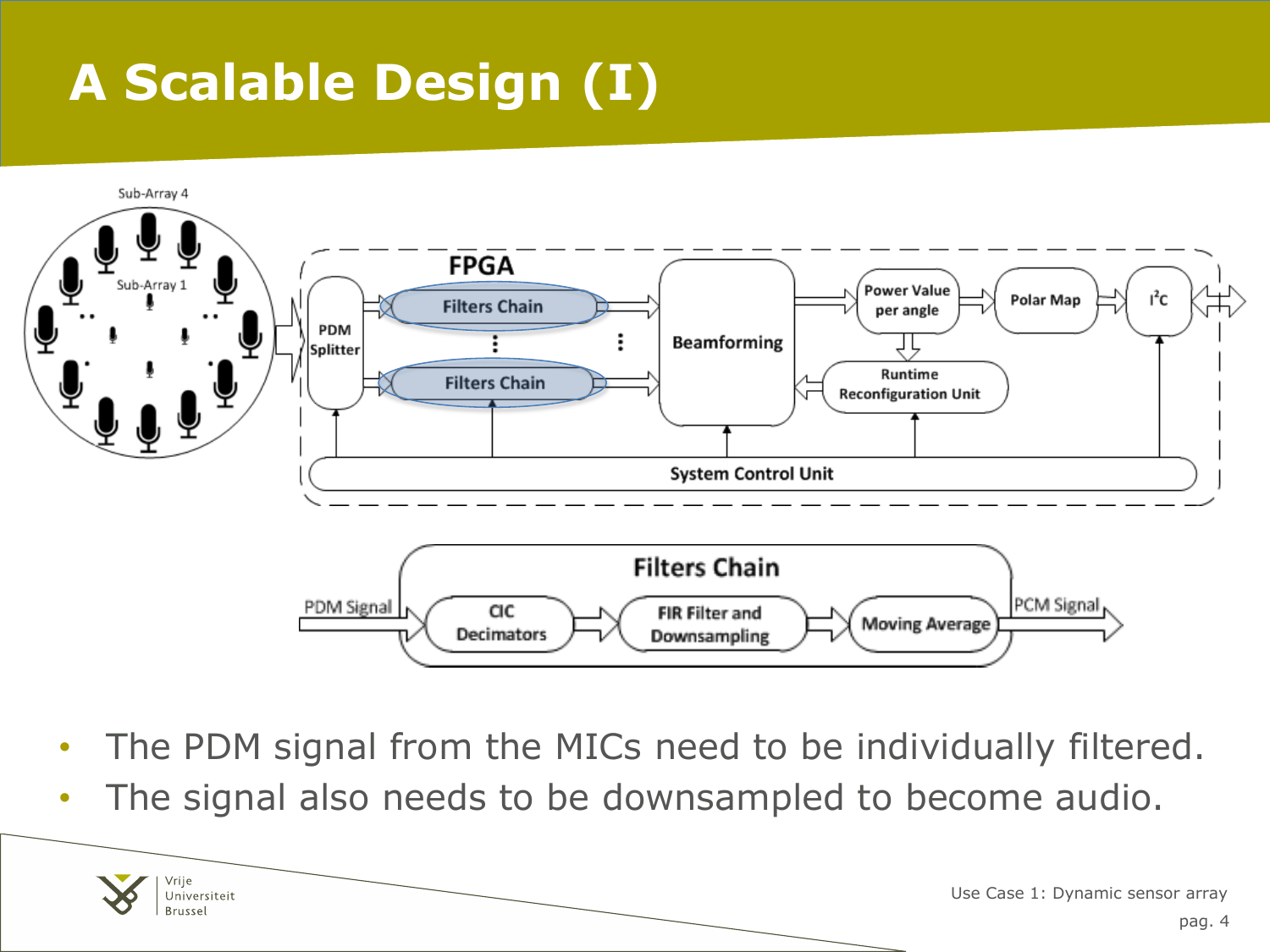# A Scalable Design (I)

- The PDM signal from the MICs need to be individually filtered.
- The signal also needs to be downsampled to become audio.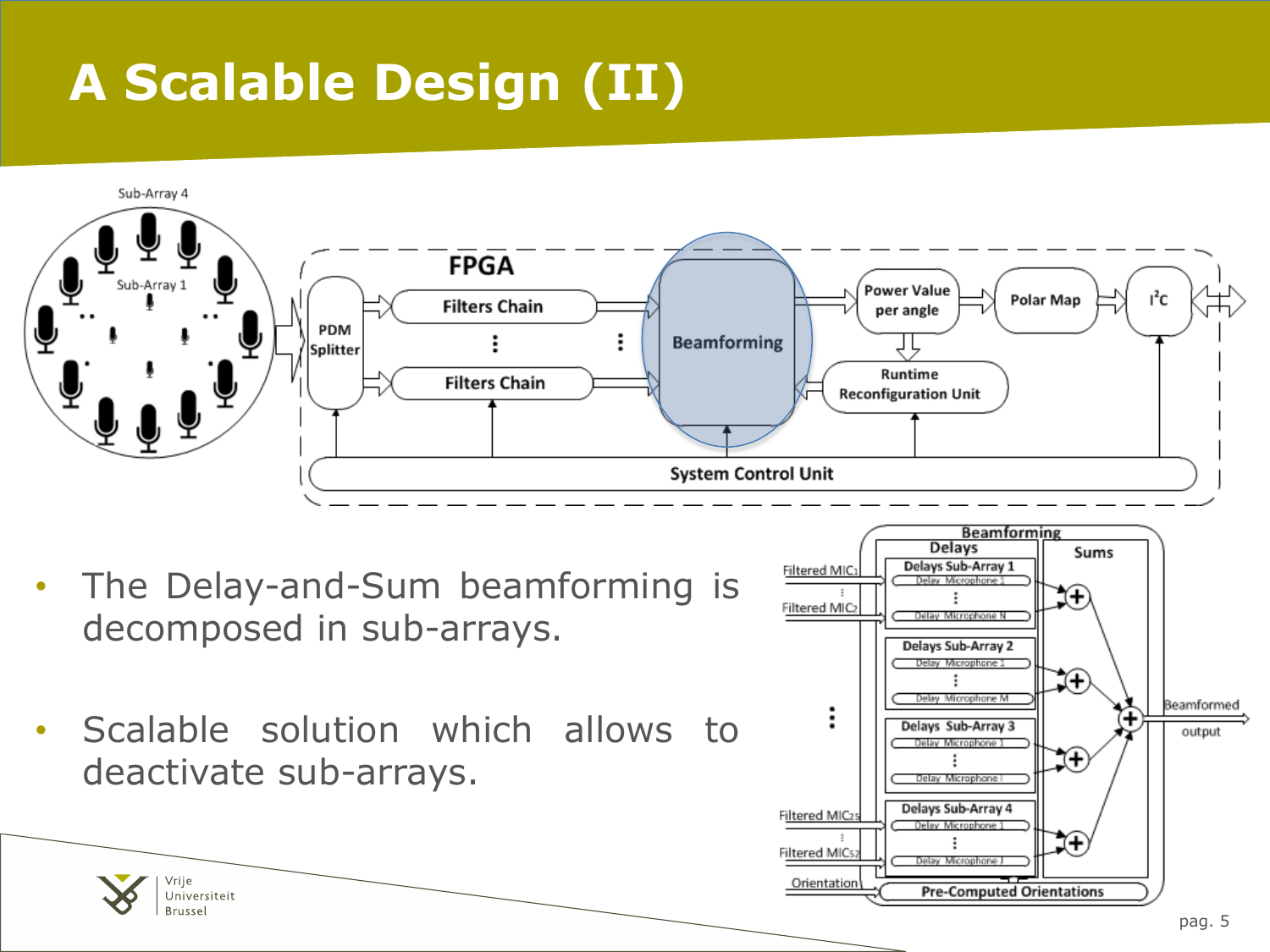# A Scalable Design (II)

- The Delay-and-Sum beamforming is decomposed in sub-arrays.
- Scalable solution which allows to deactivate sub-arrays.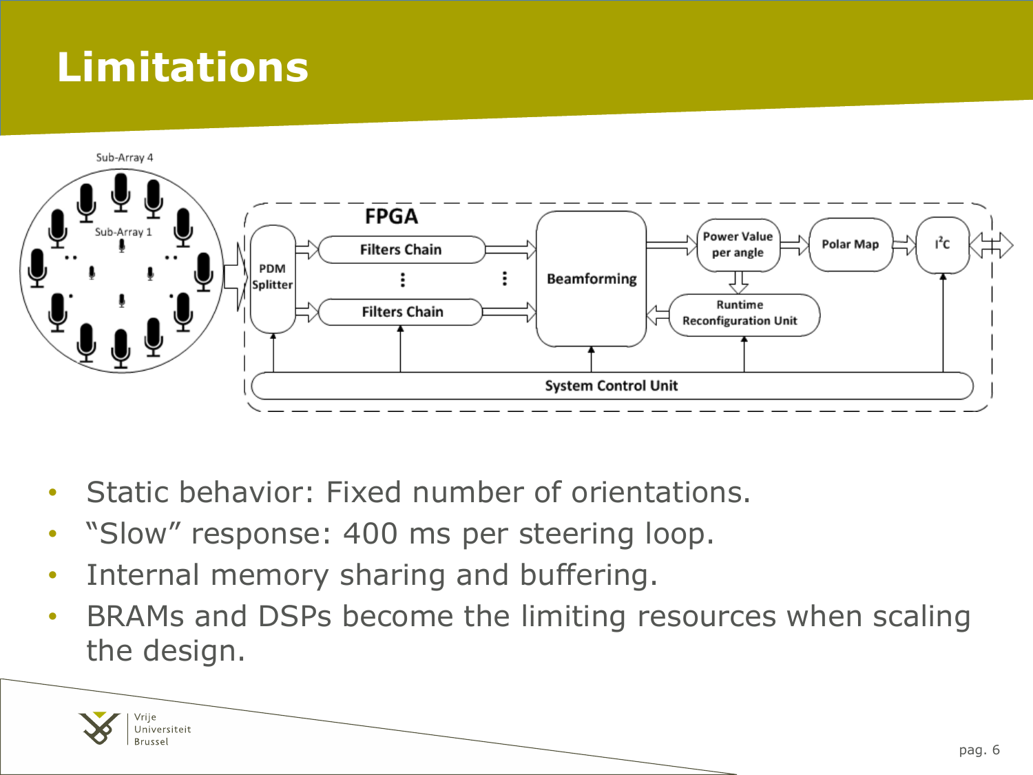# Limitations

- Static behavior: Fixed number of orientations.
- “Slow” response: 400 ms per steering loop.
- Internal memory sharing and buffering.
- BRAMs and DSPs become the limiting resources when scaling the design.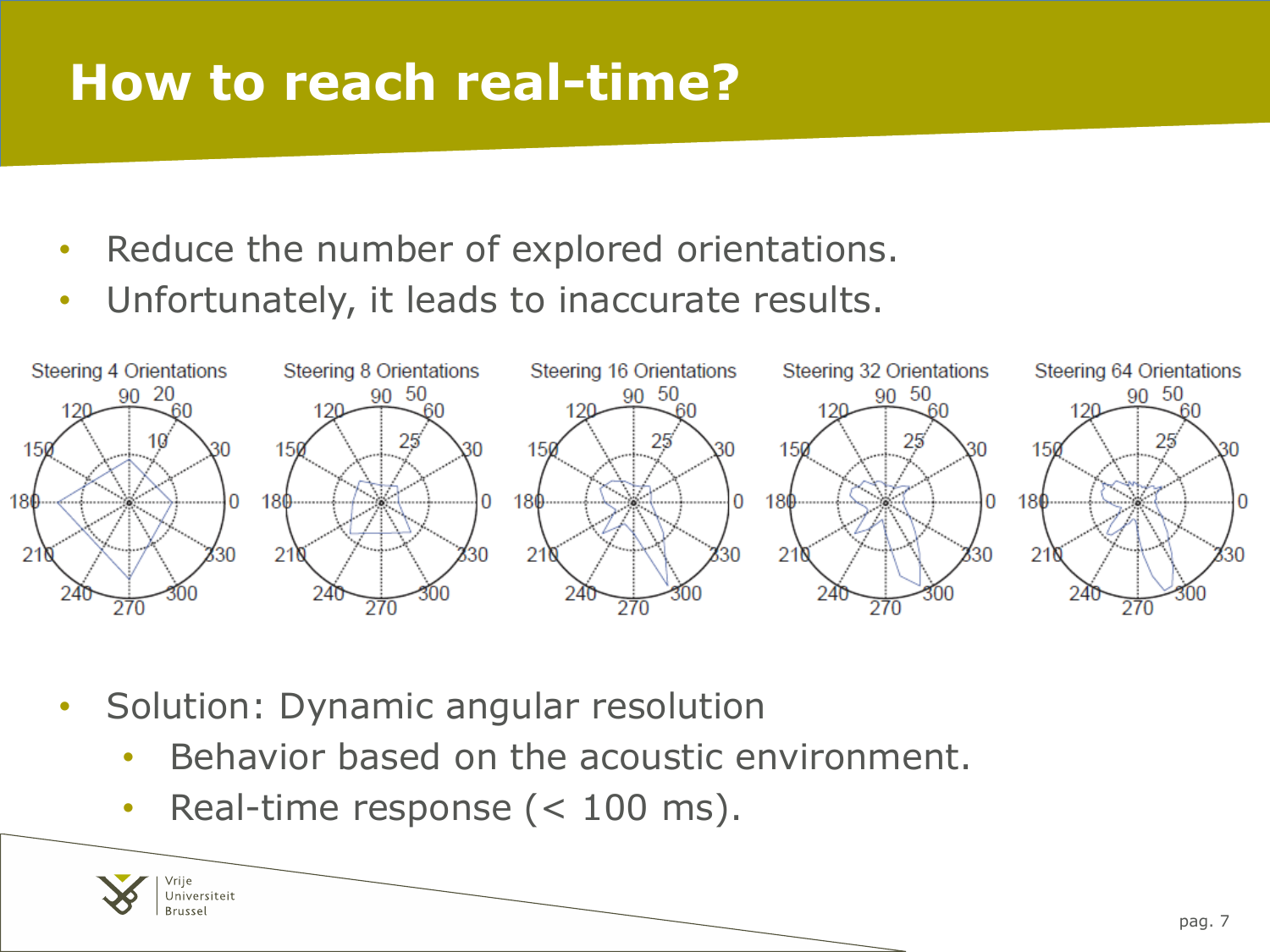# How to reach real-time?

- Reduce the number of explored orientations.
- Unfortunately, it leads to inaccurate results.

Steering 4 Orientations | Steering 8 Orientations | Steering 16 Orientations | Steering 32 Orientations | Steering 64 Orientations

- Solution: Dynamic angular resolution
  - Behavior based on the acoustic environment.
  - Real-time response (< 100 ms).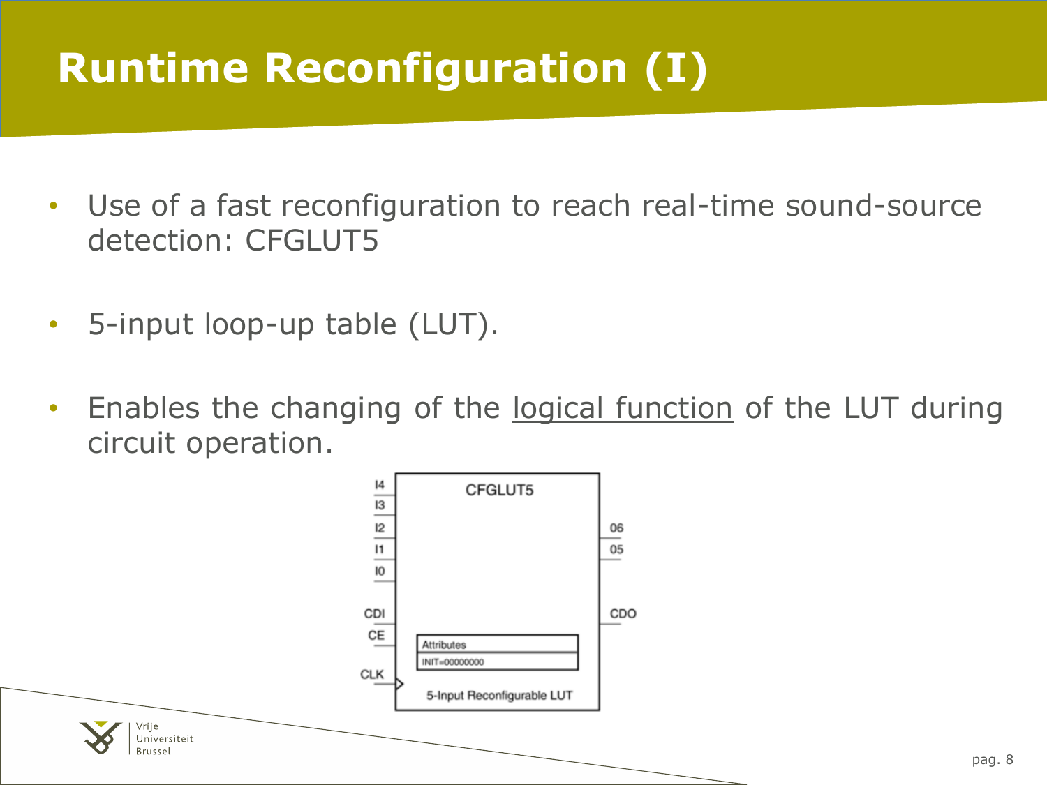# Runtime Reconfiguration (I)

- Use of a fast reconfiguration to reach real-time sound-source detection: CFGLUT5
- 5-input loop-up table (LUT).
- Enables the changing of the logical function of the LUT during circuit operation.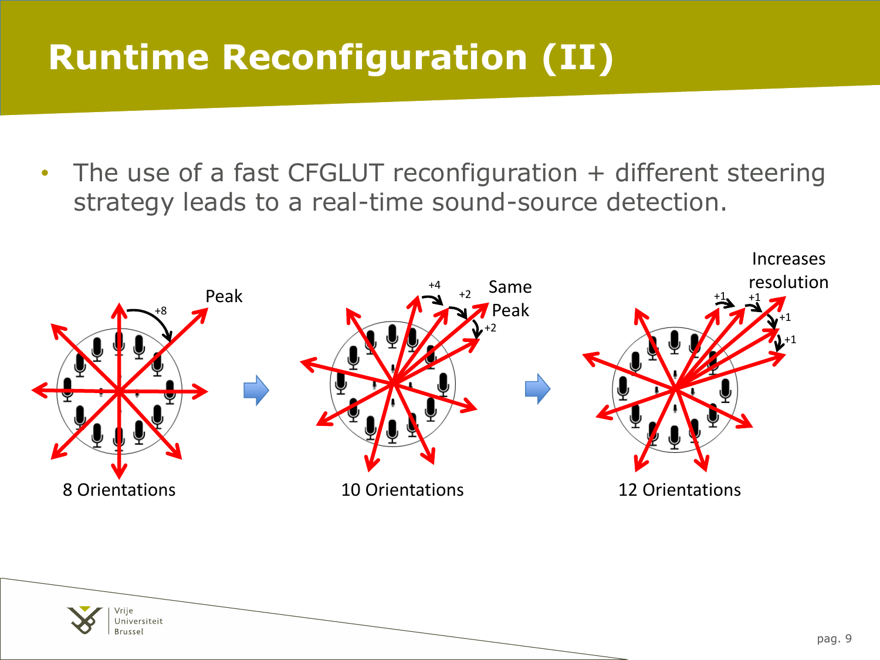# Runtime Reconfiguration (II)

- The use of a fast CFGLUT reconfiguration + different steering strategy leads to a real-time sound-source detection.

8 Orientations

10 Orientations

12 Orientations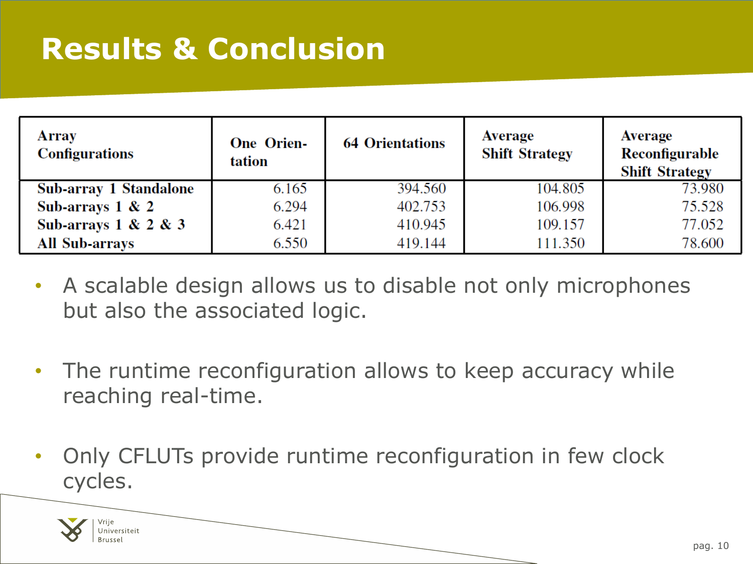# Results & Conclusion

| Array Configurations | One Orientation | 64 Orientations | Average Shift Strategy | Average Reconfigurable Shift Strategy |
|---|---|---|---|---|
| Sub-array 1 Standalone | 6.165 | 394.560 | 104.805 | 73.980 |
| Sub-arrays 1 & 2 | 6.294 | 402.753 | 106.998 | 75.528 |
| Sub-arrays 1 & 2 & 3 | 6.421 | 410.945 | 109.157 | 77.052 |
| All Sub-arrays | 6.550 | 419.144 | 111.350 | 78.600 |

- A scalable design allows us to disable not only microphones but also the associated logic.
- The runtime reconfiguration allows to keep accuracy while reaching real-time.
- Only CFLUTs provide runtime reconfiguration in few clock cycles.